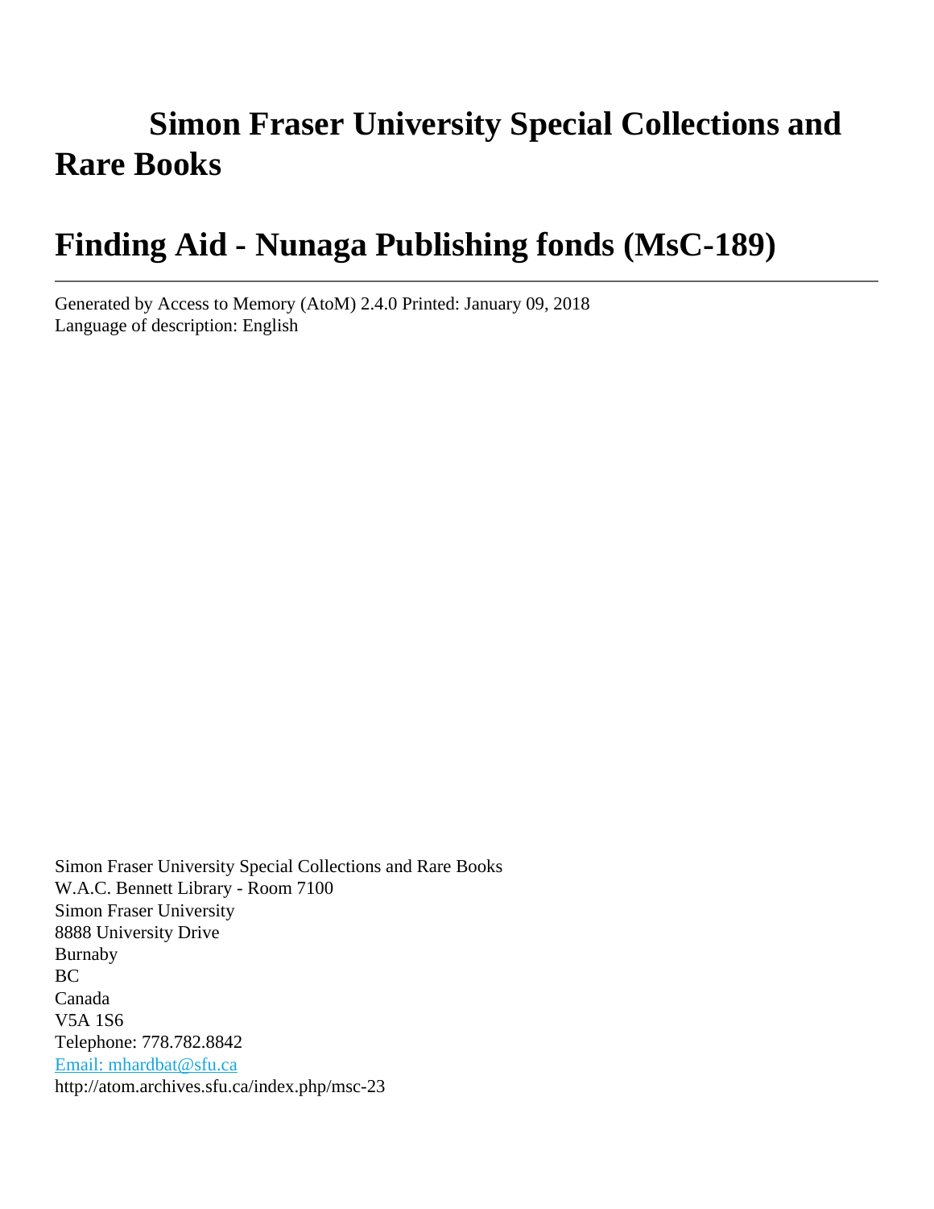# Simon Fraser University Special Collections and Rare Books

# Finding Aid - Nunaga Publishing fonds (MsC-189)

---

Generated by Access to Memory (AtoM) 2.4.0 Printed: January 09, 2018
Language of description: English

Simon Fraser University Special Collections and Rare Books
W.A.C. Bennett Library - Room 7100
Simon Fraser University
8888 University Drive
Burnaby
BC
Canada
V5A 1S6
Telephone: 778.782.8842
Email: mhardbat@sfu.ca
http://atom.archives.sfu.ca/index.php/msc-23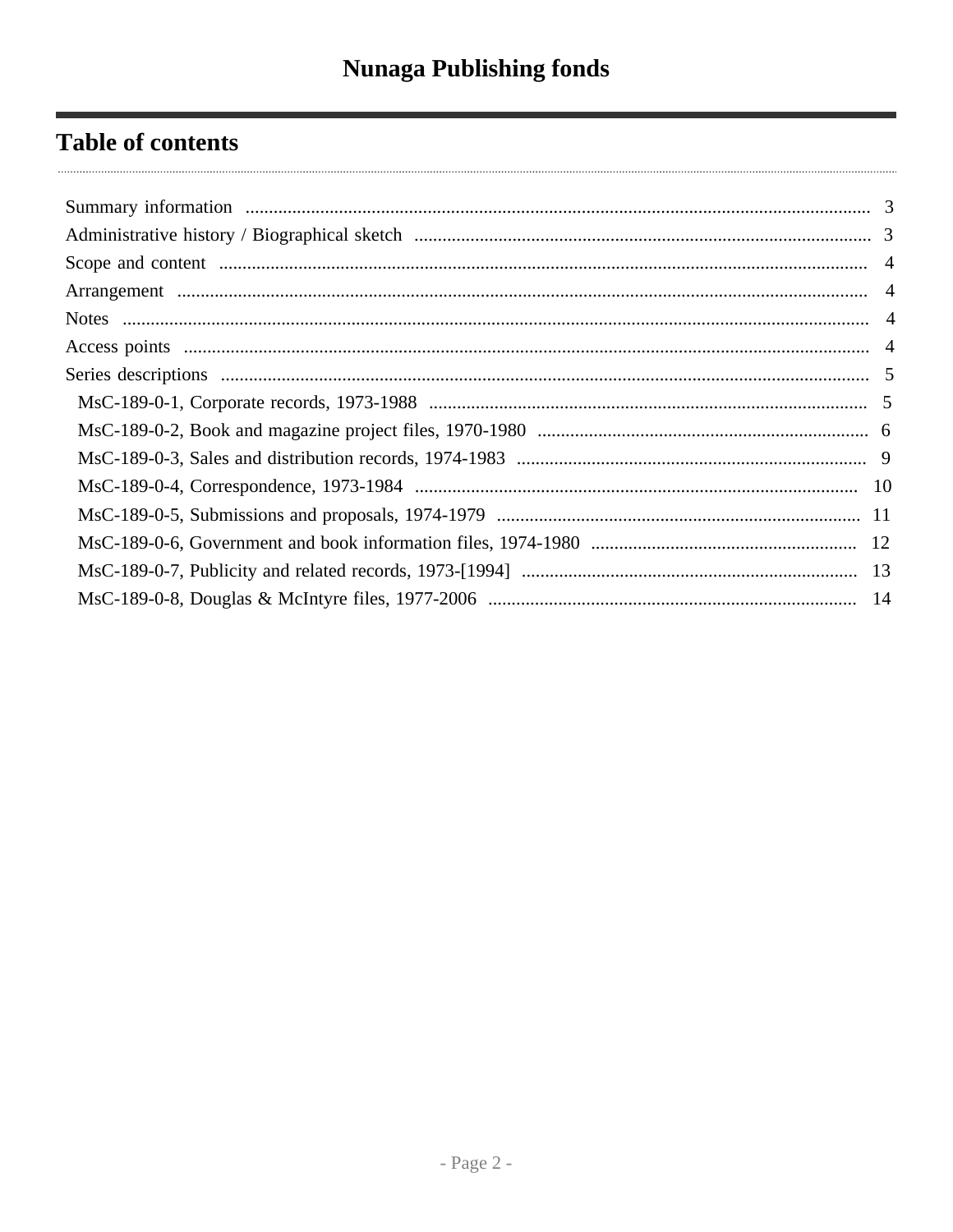# Nunaga Publishing fonds

## Table of contents

- Summary information .... 3
- Administrative history / Biographical sketch .... 3
- Scope and content .... 4
- Arrangement .... 4
- Notes .... 4
- Access points .... 4
- Series descriptions .... 5
  - MsC-189-0-1, Corporate records, 1973-1988 .... 5
  - MsC-189-0-2, Book and magazine project files, 1970-1980 .... 6
  - MsC-189-0-3, Sales and distribution records, 1974-1983 .... 9
  - MsC-189-0-4, Correspondence, 1973-1984 .... 10
  - MsC-189-0-5, Submissions and proposals, 1974-1979 .... 11
  - MsC-189-0-6, Government and book information files, 1974-1980 .... 12
  - MsC-189-0-7, Publicity and related records, 1973-[1994] .... 13
  - MsC-189-0-8, Douglas & McIntyre files, 1977-2006 .... 14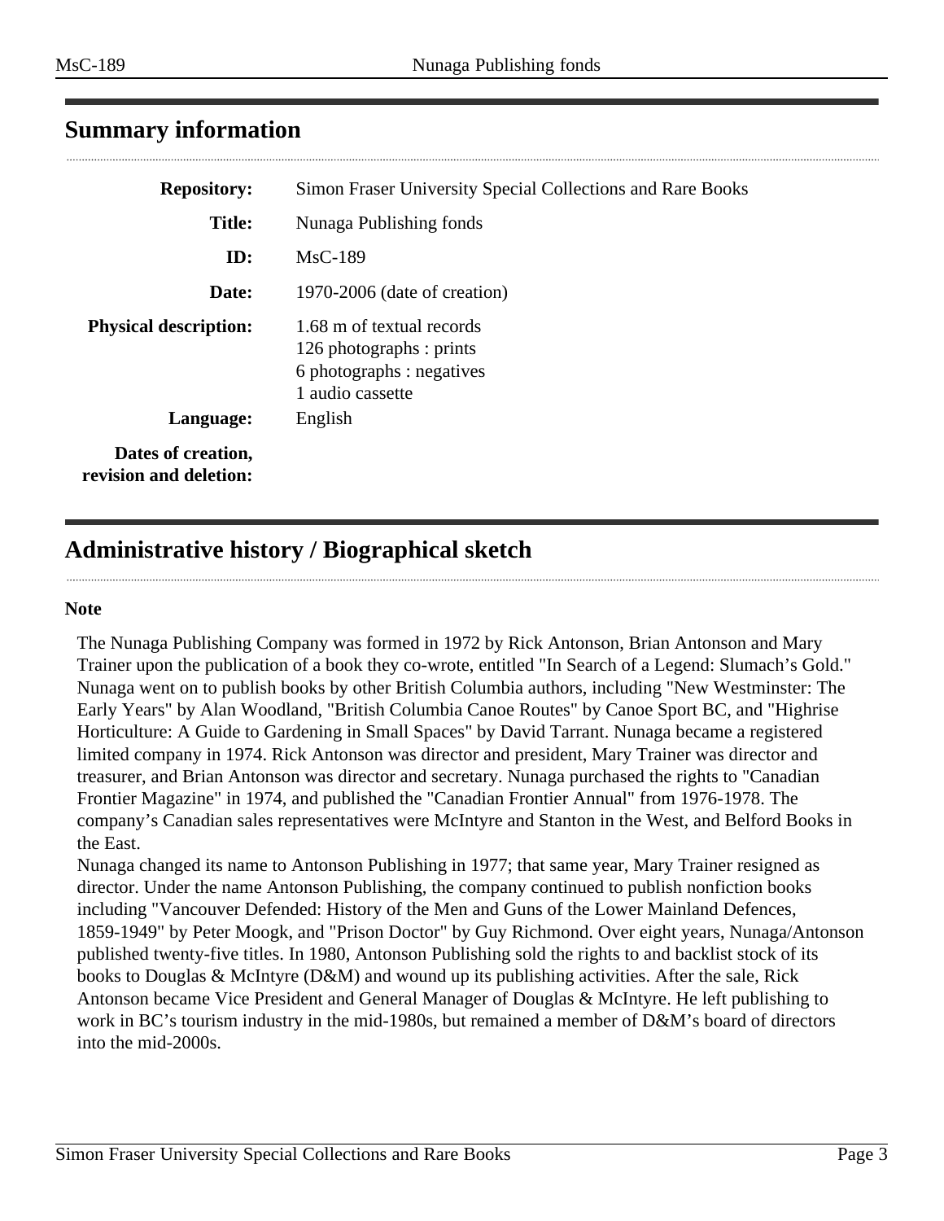## Summary information

| | |
|---|---|
| **Repository:** | Simon Fraser University Special Collections and Rare Books |
| **Title:** | Nunaga Publishing fonds |
| **ID:** | MsC-189 |
| **Date:** | 1970-2006 (date of creation) |
| **Physical description:** | 1.68 m of textual records<br>126 photographs : prints<br>6 photographs : negatives<br>1 audio cassette |
| **Language:** | English |
| **Dates of creation, revision and deletion:** | |

## Administrative history / Biographical sketch

**Note**

The Nunaga Publishing Company was formed in 1972 by Rick Antonson, Brian Antonson and Mary Trainer upon the publication of a book they co-wrote, entitled "In Search of a Legend: Slumach's Gold." Nunaga went on to publish books by other British Columbia authors, including "New Westminster: The Early Years" by Alan Woodland, "British Columbia Canoe Routes" by Canoe Sport BC, and "Highrise Horticulture: A Guide to Gardening in Small Spaces" by David Tarrant. Nunaga became a registered limited company in 1974. Rick Antonson was director and president, Mary Trainer was director and treasurer, and Brian Antonson was director and secretary. Nunaga purchased the rights to "Canadian Frontier Magazine" in 1974, and published the "Canadian Frontier Annual" from 1976-1978. The company's Canadian sales representatives were McIntyre and Stanton in the West, and Belford Books in the East.

Nunaga changed its name to Antonson Publishing in 1977; that same year, Mary Trainer resigned as director. Under the name Antonson Publishing, the company continued to publish nonfiction books including "Vancouver Defended: History of the Men and Guns of the Lower Mainland Defences, 1859-1949" by Peter Moogk, and "Prison Doctor" by Guy Richmond. Over eight years, Nunaga/Antonson published twenty-five titles. In 1980, Antonson Publishing sold the rights to and backlist stock of its books to Douglas & McIntyre (D&M) and wound up its publishing activities. After the sale, Rick Antonson became Vice President and General Manager of Douglas & McIntyre. He left publishing to work in BC's tourism industry in the mid-1980s, but remained a member of D&M's board of directors into the mid-2000s.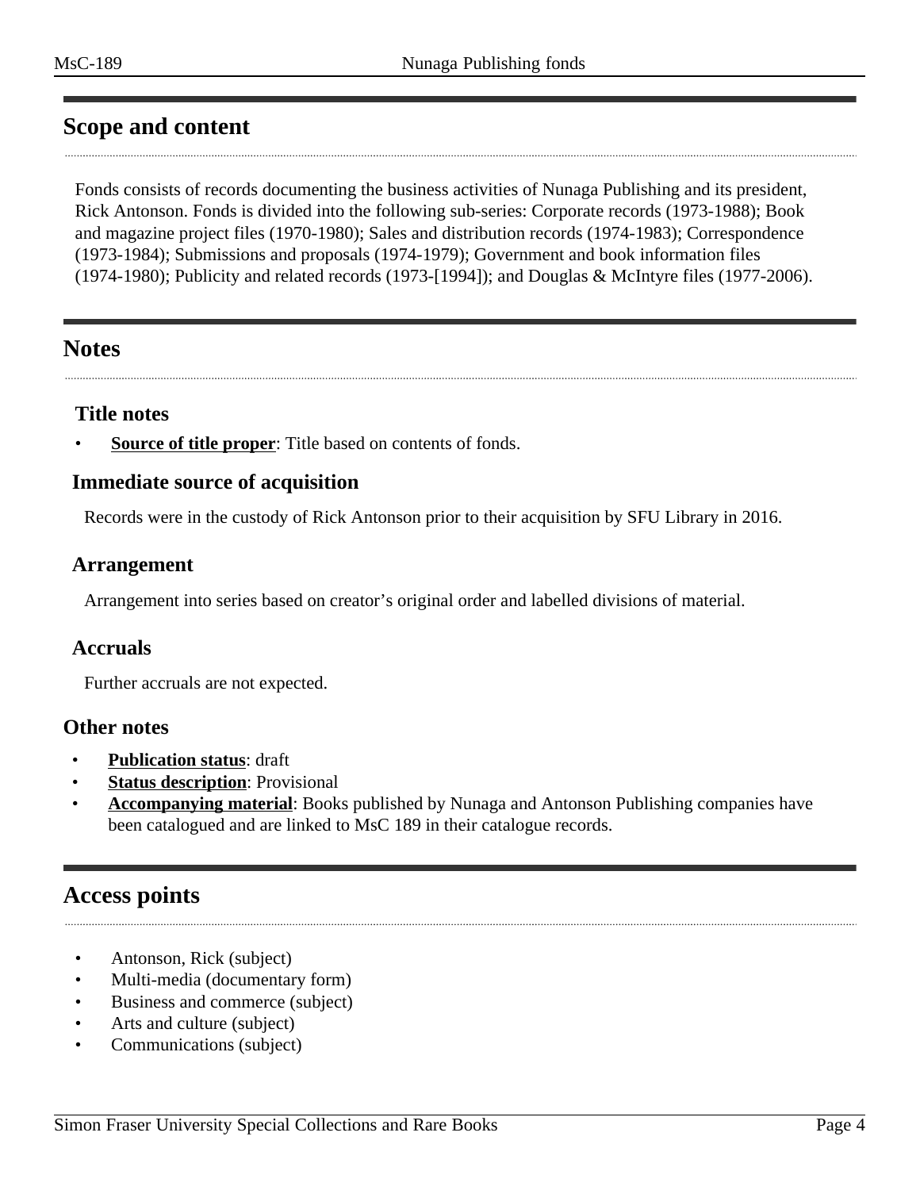## Scope and content

Fonds consists of records documenting the business activities of Nunaga Publishing and its president, Rick Antonson. Fonds is divided into the following sub-series: Corporate records (1973-1988); Book and magazine project files (1970-1980); Sales and distribution records (1974-1983); Correspondence (1973-1984); Submissions and proposals (1974-1979); Government and book information files (1974-1980); Publicity and related records (1973-[1994]); and Douglas & McIntyre files (1977-2006).

## Notes

### Title notes

- **Source of title proper**: Title based on contents of fonds.

### Immediate source of acquisition

Records were in the custody of Rick Antonson prior to their acquisition by SFU Library in 2016.

### Arrangement

Arrangement into series based on creator’s original order and labelled divisions of material.

### Accruals

Further accruals are not expected.

### Other notes

- **Publication status**: draft
- **Status description**: Provisional
- **Accompanying material**: Books published by Nunaga and Antonson Publishing companies have been catalogued and are linked to MsC 189 in their catalogue records.

## Access points

- Antonson, Rick (subject)
- Multi-media (documentary form)
- Business and commerce (subject)
- Arts and culture (subject)
- Communications (subject)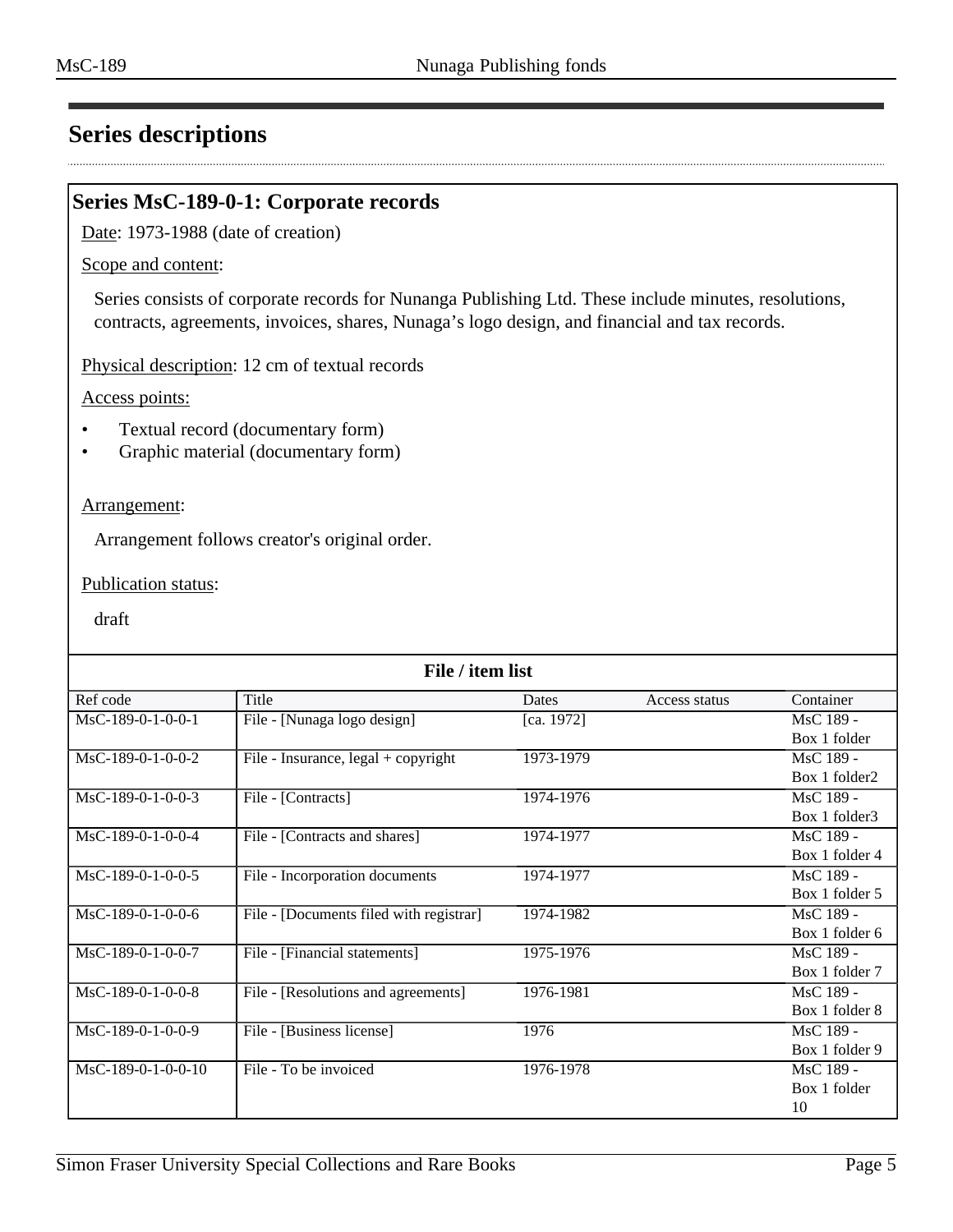## Series descriptions

### Series MsC-189-0-1: Corporate records

Date: 1973-1988 (date of creation)

Scope and content:

Series consists of corporate records for Nunanga Publishing Ltd. These include minutes, resolutions, contracts, agreements, invoices, shares, Nunaga's logo design, and financial and tax records.

Physical description: 12 cm of textual records

Access points:

- Textual record (documentary form)
- Graphic material (documentary form)

Arrangement:

Arrangement follows creator's original order.

Publication status:

draft

**File / item list**

| Ref code | Title | Dates | Access status | Container |
|---|---|---|---|---|
| MsC-189-0-1-0-0-1 | File - [Nunaga logo design] | [ca. 1972] | | MsC 189 - Box 1 folder |
| MsC-189-0-1-0-0-2 | File - Insurance, legal + copyright | 1973-1979 | | MsC 189 - Box 1 folder2 |
| MsC-189-0-1-0-0-3 | File - [Contracts] | 1974-1976 | | MsC 189 - Box 1 folder3 |
| MsC-189-0-1-0-0-4 | File - [Contracts and shares] | 1974-1977 | | MsC 189 - Box 1 folder 4 |
| MsC-189-0-1-0-0-5 | File - Incorporation documents | 1974-1977 | | MsC 189 - Box 1 folder 5 |
| MsC-189-0-1-0-0-6 | File - [Documents filed with registrar] | 1974-1982 | | MsC 189 - Box 1 folder 6 |
| MsC-189-0-1-0-0-7 | File - [Financial statements] | 1975-1976 | | MsC 189 - Box 1 folder 7 |
| MsC-189-0-1-0-0-8 | File - [Resolutions and agreements] | 1976-1981 | | MsC 189 - Box 1 folder 8 |
| MsC-189-0-1-0-0-9 | File - [Business license] | 1976 | | MsC 189 - Box 1 folder 9 |
| MsC-189-0-1-0-0-10 | File - To be invoiced | 1976-1978 | | MsC 189 - Box 1 folder 10 |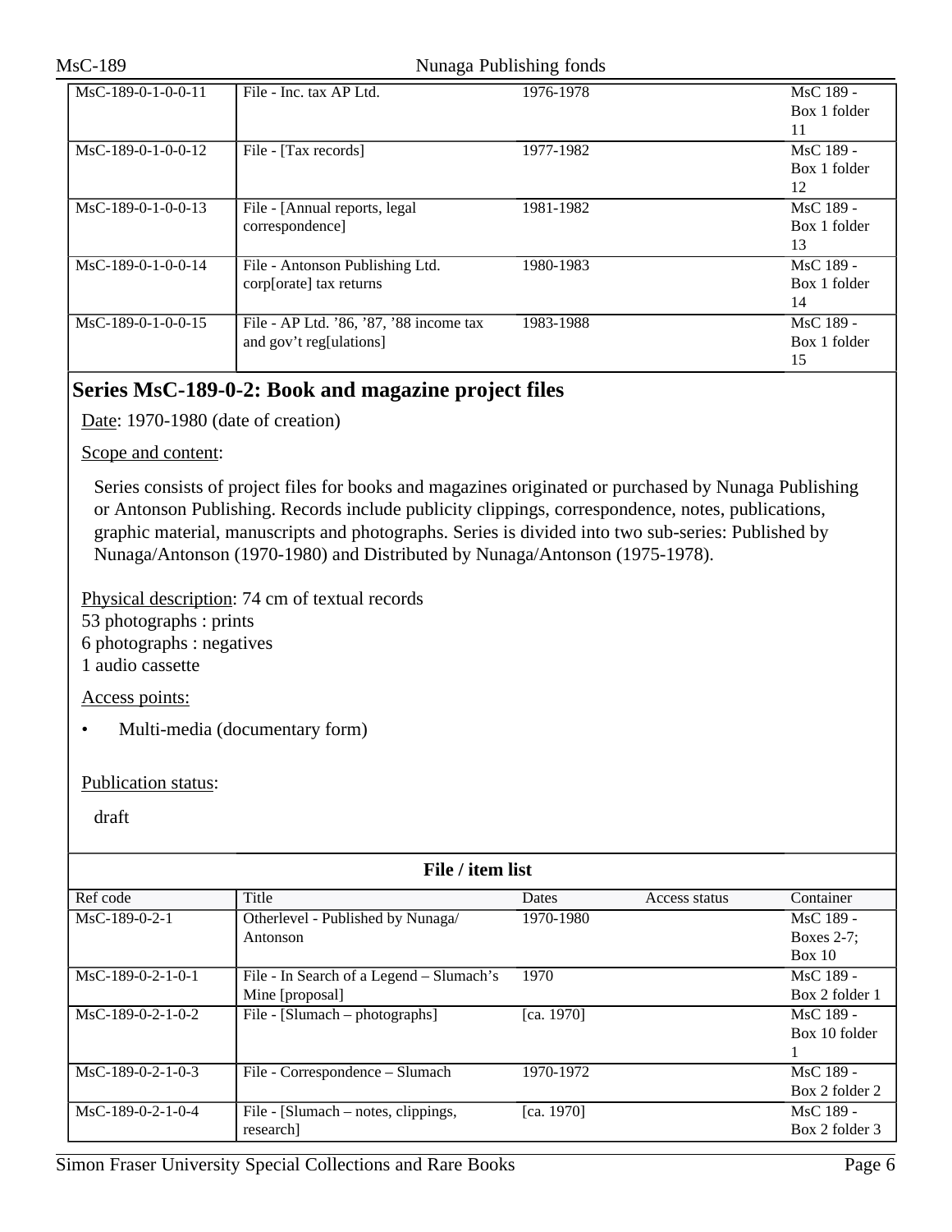| Ref code | Title | Dates | Access status | Container |
|---|---|---|---|---|
| MsC-189-0-1-0-0-11 | File - Inc. tax AP Ltd. | 1976-1978 | | MsC 189 - Box 1 folder 11 |
| MsC-189-0-1-0-0-12 | File - [Tax records] | 1977-1982 | | MsC 189 - Box 1 folder 12 |
| MsC-189-0-1-0-0-13 | File - [Annual reports, legal correspondence] | 1981-1982 | | MsC 189 - Box 1 folder 13 |
| MsC-189-0-1-0-0-14 | File - Antonson Publishing Ltd. corp[orate] tax returns | 1980-1983 | | MsC 189 - Box 1 folder 14 |
| MsC-189-0-1-0-0-15 | File - AP Ltd. '86, '87, '88 income tax and gov't reg[ulations] | 1983-1988 | | MsC 189 - Box 1 folder 15 |

## Series MsC-189-0-2: Book and magazine project files

Date: 1970-1980 (date of creation)

Scope and content:

Series consists of project files for books and magazines originated or purchased by Nunaga Publishing or Antonson Publishing. Records include publicity clippings, correspondence, notes, publications, graphic material, manuscripts and photographs. Series is divided into two sub-series: Published by Nunaga/Antonson (1970-1980) and Distributed by Nunaga/Antonson (1975-1978).

Physical description: 74 cm of textual records
53 photographs : prints
6 photographs : negatives
1 audio cassette

Access points:

- Multi-media (documentary form)

Publication status:

draft

**File / item list**

| Ref code | Title | Dates | Access status | Container |
|---|---|---|---|---|
| MsC-189-0-2-1 | Otherlevel - Published by Nunaga/ Antonson | 1970-1980 | | MsC 189 - Boxes 2-7; Box 10 |
| MsC-189-0-2-1-0-1 | File - In Search of a Legend – Slumach's Mine [proposal] | 1970 | | MsC 189 - Box 2 folder 1 |
| MsC-189-0-2-1-0-2 | File - [Slumach – photographs] | [ca. 1970] | | MsC 189 - Box 10 folder 1 |
| MsC-189-0-2-1-0-3 | File - Correspondence – Slumach | 1970-1972 | | MsC 189 - Box 2 folder 2 |
| MsC-189-0-2-1-0-4 | File - [Slumach – notes, clippings, research] | [ca. 1970] | | MsC 189 - Box 2 folder 3 |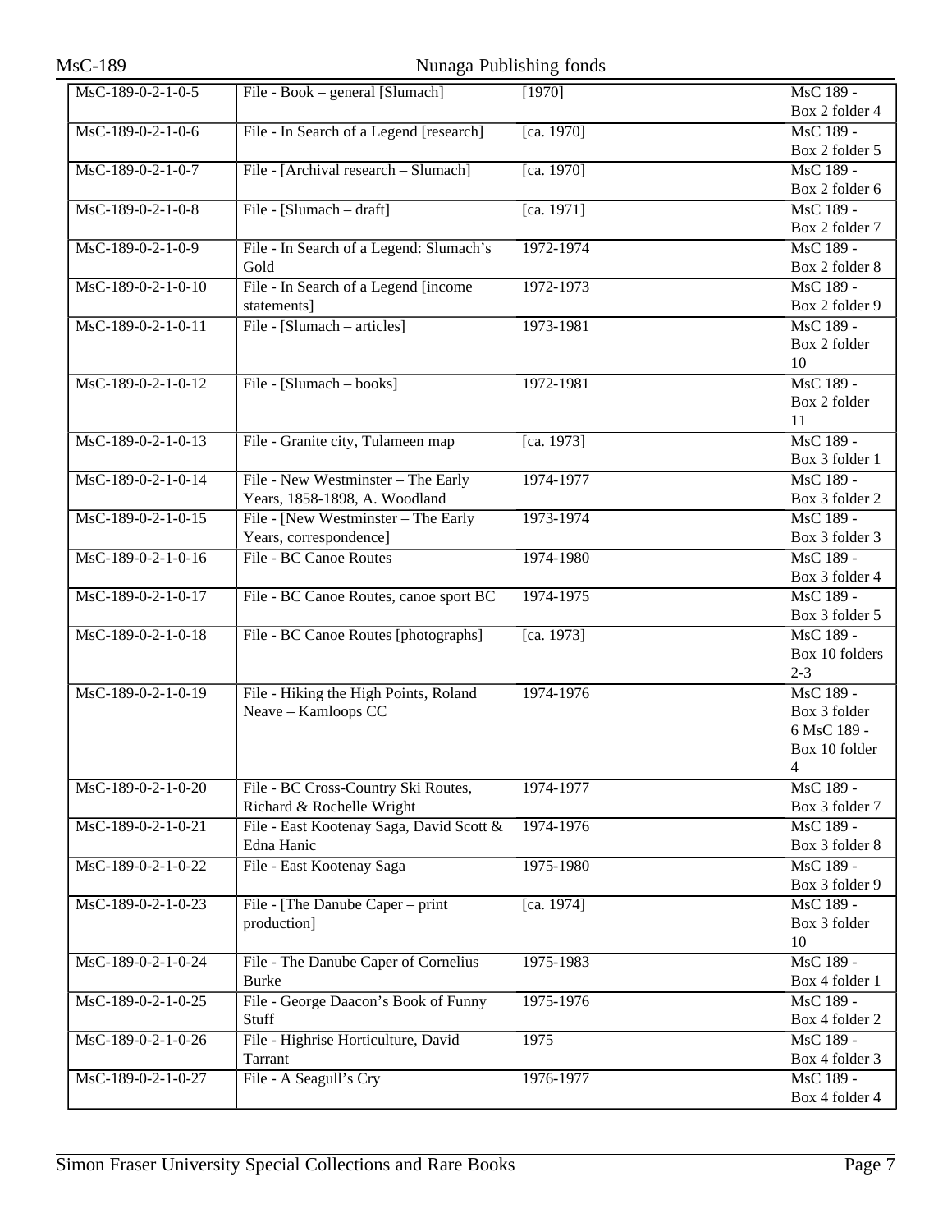| | | | |
|---|---|---|---|
| MsC-189-0-2-1-0-5 | File - Book – general [Slumach] | [1970] | MsC 189 - Box 2 folder 4 |
| MsC-189-0-2-1-0-6 | File - In Search of a Legend [research] | [ca. 1970] | MsC 189 - Box 2 folder 5 |
| MsC-189-0-2-1-0-7 | File - [Archival research – Slumach] | [ca. 1970] | MsC 189 - Box 2 folder 6 |
| MsC-189-0-2-1-0-8 | File - [Slumach – draft] | [ca. 1971] | MsC 189 - Box 2 folder 7 |
| MsC-189-0-2-1-0-9 | File - In Search of a Legend: Slumach's Gold | 1972-1974 | MsC 189 - Box 2 folder 8 |
| MsC-189-0-2-1-0-10 | File - In Search of a Legend [income statements] | 1972-1973 | MsC 189 - Box 2 folder 9 |
| MsC-189-0-2-1-0-11 | File - [Slumach – articles] | 1973-1981 | MsC 189 - Box 2 folder 10 |
| MsC-189-0-2-1-0-12 | File - [Slumach – books] | 1972-1981 | MsC 189 - Box 2 folder 11 |
| MsC-189-0-2-1-0-13 | File - Granite city, Tulameen map | [ca. 1973] | MsC 189 - Box 3 folder 1 |
| MsC-189-0-2-1-0-14 | File - New Westminster – The Early Years, 1858-1898, A. Woodland | 1974-1977 | MsC 189 - Box 3 folder 2 |
| MsC-189-0-2-1-0-15 | File - [New Westminster – The Early Years, correspondence] | 1973-1974 | MsC 189 - Box 3 folder 3 |
| MsC-189-0-2-1-0-16 | File - BC Canoe Routes | 1974-1980 | MsC 189 - Box 3 folder 4 |
| MsC-189-0-2-1-0-17 | File - BC Canoe Routes, canoe sport BC | 1974-1975 | MsC 189 - Box 3 folder 5 |
| MsC-189-0-2-1-0-18 | File - BC Canoe Routes [photographs] | [ca. 1973] | MsC 189 - Box 10 folders 2-3 |
| MsC-189-0-2-1-0-19 | File - Hiking the High Points, Roland Neave – Kamloops CC | 1974-1976 | MsC 189 - Box 3 folder 6 MsC 189 - Box 10 folder 4 |
| MsC-189-0-2-1-0-20 | File - BC Cross-Country Ski Routes, Richard & Rochelle Wright | 1974-1977 | MsC 189 - Box 3 folder 7 |
| MsC-189-0-2-1-0-21 | File - East Kootenay Saga, David Scott & Edna Hanic | 1974-1976 | MsC 189 - Box 3 folder 8 |
| MsC-189-0-2-1-0-22 | File - East Kootenay Saga | 1975-1980 | MsC 189 - Box 3 folder 9 |
| MsC-189-0-2-1-0-23 | File - [The Danube Caper – print production] | [ca. 1974] | MsC 189 - Box 3 folder 10 |
| MsC-189-0-2-1-0-24 | File - The Danube Caper of Cornelius Burke | 1975-1983 | MsC 189 - Box 4 folder 1 |
| MsC-189-0-2-1-0-25 | File - George Daacon's Book of Funny Stuff | 1975-1976 | MsC 189 - Box 4 folder 2 |
| MsC-189-0-2-1-0-26 | File - Highrise Horticulture, David Tarrant | 1975 | MsC 189 - Box 4 folder 3 |
| MsC-189-0-2-1-0-27 | File - A Seagull's Cry | 1976-1977 | MsC 189 - Box 4 folder 4 |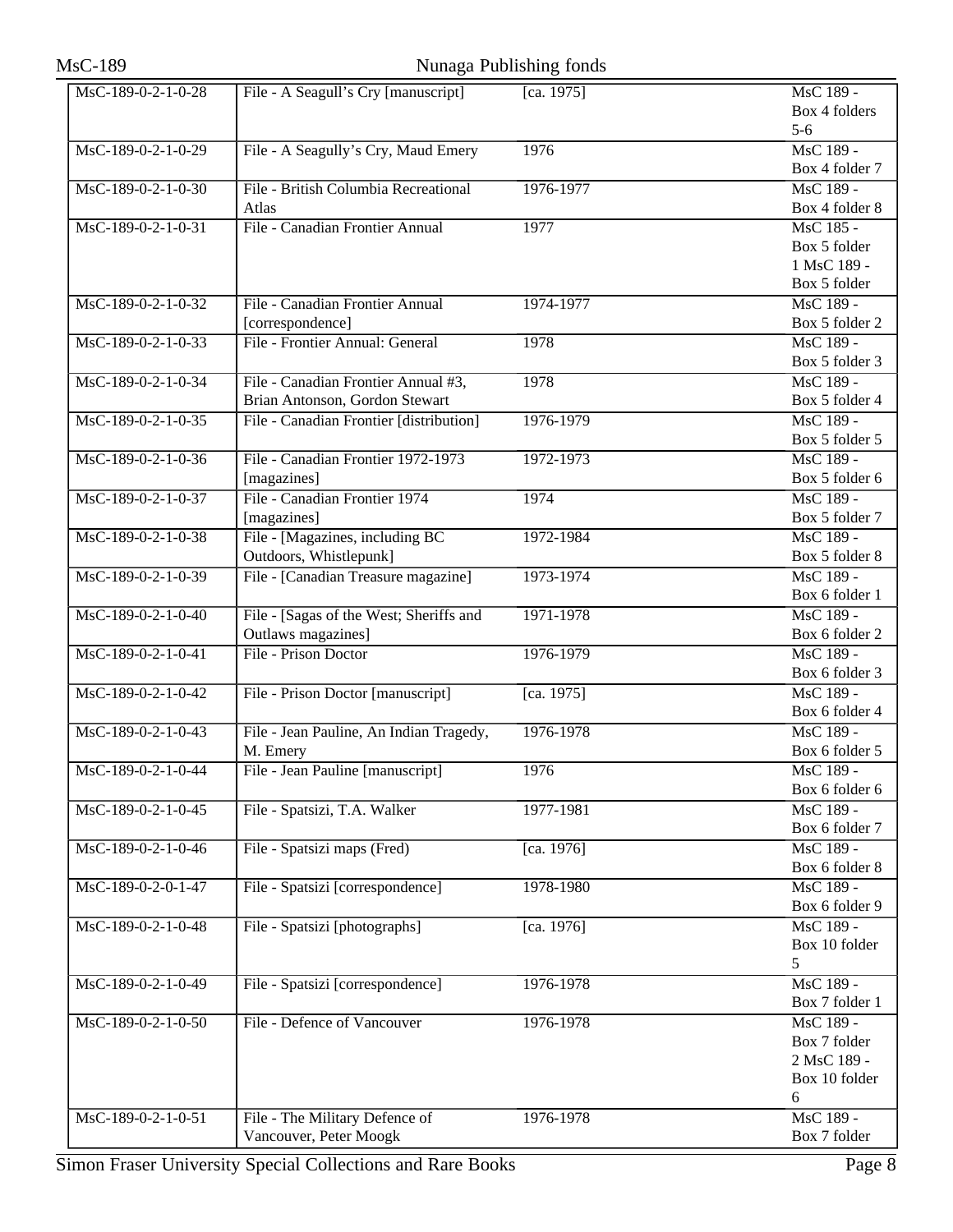| | | | |
|---|---|---|---|
| MsC-189-0-2-1-0-28 | File - A Seagull's Cry [manuscript] | [ca. 1975] | MsC 189 - Box 4 folders 5-6 |
| MsC-189-0-2-1-0-29 | File - A Seagully's Cry, Maud Emery | 1976 | MsC 189 - Box 4 folder 7 |
| MsC-189-0-2-1-0-30 | File - British Columbia Recreational Atlas | 1976-1977 | MsC 189 - Box 4 folder 8 |
| MsC-189-0-2-1-0-31 | File - Canadian Frontier Annual | 1977 | MsC 185 - Box 5 folder 1 MsC 189 - Box 5 folder |
| MsC-189-0-2-1-0-32 | File - Canadian Frontier Annual [correspondence] | 1974-1977 | MsC 189 - Box 5 folder 2 |
| MsC-189-0-2-1-0-33 | File - Frontier Annual: General | 1978 | MsC 189 - Box 5 folder 3 |
| MsC-189-0-2-1-0-34 | File - Canadian Frontier Annual #3, Brian Antonson, Gordon Stewart | 1978 | MsC 189 - Box 5 folder 4 |
| MsC-189-0-2-1-0-35 | File - Canadian Frontier [distribution] | 1976-1979 | MsC 189 - Box 5 folder 5 |
| MsC-189-0-2-1-0-36 | File - Canadian Frontier 1972-1973 [magazines] | 1972-1973 | MsC 189 - Box 5 folder 6 |
| MsC-189-0-2-1-0-37 | File - Canadian Frontier 1974 [magazines] | 1974 | MsC 189 - Box 5 folder 7 |
| MsC-189-0-2-1-0-38 | File - [Magazines, including BC Outdoors, Whistlepunk] | 1972-1984 | MsC 189 - Box 5 folder 8 |
| MsC-189-0-2-1-0-39 | File - [Canadian Treasure magazine] | 1973-1974 | MsC 189 - Box 6 folder 1 |
| MsC-189-0-2-1-0-40 | File - [Sagas of the West; Sheriffs and Outlaws magazines] | 1971-1978 | MsC 189 - Box 6 folder 2 |
| MsC-189-0-2-1-0-41 | File - Prison Doctor | 1976-1979 | MsC 189 - Box 6 folder 3 |
| MsC-189-0-2-1-0-42 | File - Prison Doctor [manuscript] | [ca. 1975] | MsC 189 - Box 6 folder 4 |
| MsC-189-0-2-1-0-43 | File - Jean Pauline, An Indian Tragedy, M. Emery | 1976-1978 | MsC 189 - Box 6 folder 5 |
| MsC-189-0-2-1-0-44 | File - Jean Pauline [manuscript] | 1976 | MsC 189 - Box 6 folder 6 |
| MsC-189-0-2-1-0-45 | File - Spatsizi, T.A. Walker | 1977-1981 | MsC 189 - Box 6 folder 7 |
| MsC-189-0-2-1-0-46 | File - Spatsizi maps (Fred) | [ca. 1976] | MsC 189 - Box 6 folder 8 |
| MsC-189-0-2-0-1-47 | File - Spatsizi [correspondence] | 1978-1980 | MsC 189 - Box 6 folder 9 |
| MsC-189-0-2-1-0-48 | File - Spatsizi [photographs] | [ca. 1976] | MsC 189 - Box 10 folder 5 |
| MsC-189-0-2-1-0-49 | File - Spatsizi [correspondence] | 1976-1978 | MsC 189 - Box 7 folder 1 |
| MsC-189-0-2-1-0-50 | File - Defence of Vancouver | 1976-1978 | MsC 189 - Box 7 folder 2 MsC 189 - Box 10 folder 6 |
| MsC-189-0-2-1-0-51 | File - The Military Defence of Vancouver, Peter Moogk | 1976-1978 | MsC 189 - Box 7 folder |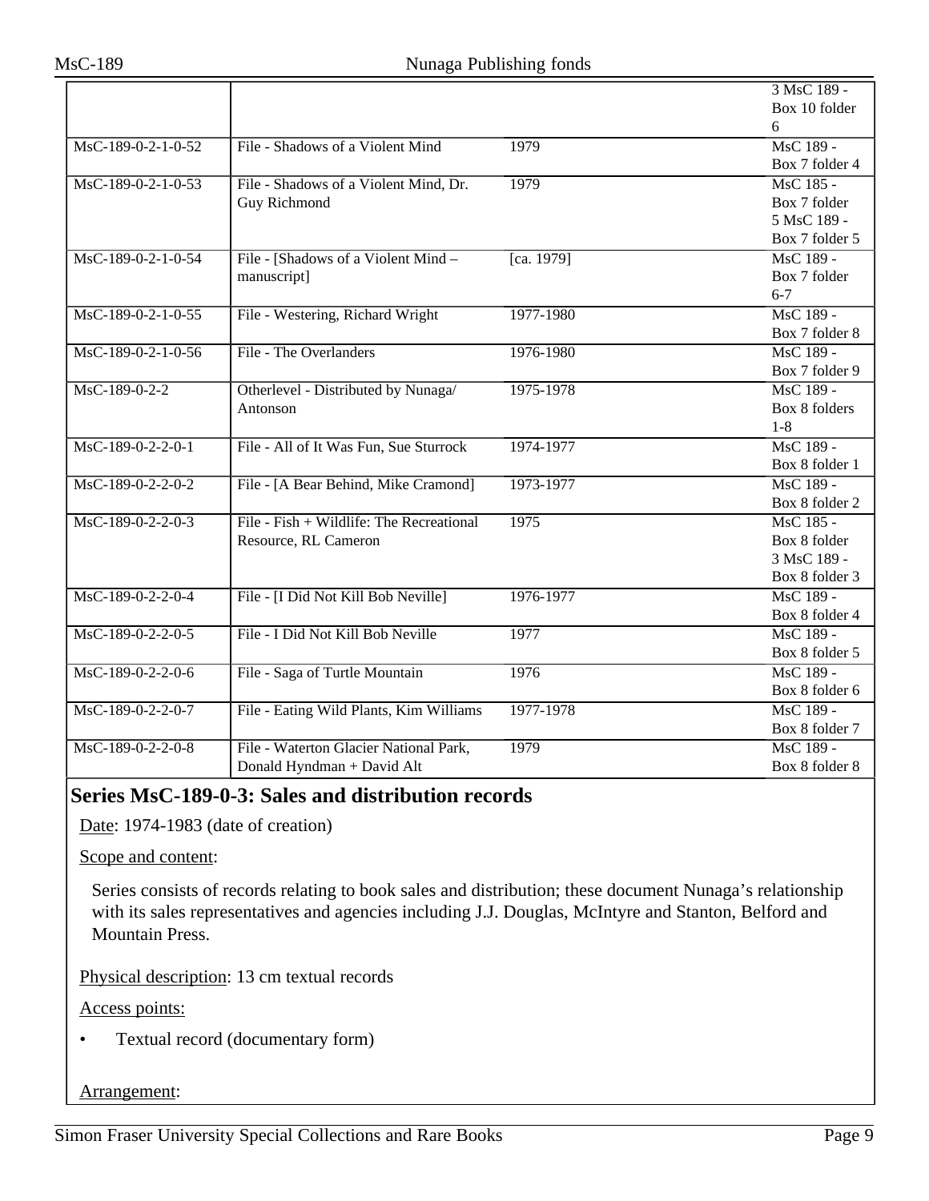| | | | |
|---|---|---|---|
| | | | 3 MsC 189 - Box 10 folder 6 |
| MsC-189-0-2-1-0-52 | File - Shadows of a Violent Mind | 1979 | MsC 189 - Box 7 folder 4 |
| MsC-189-0-2-1-0-53 | File - Shadows of a Violent Mind, Dr. Guy Richmond | 1979 | MsC 185 - Box 7 folder 5 MsC 189 - Box 7 folder 5 |
| MsC-189-0-2-1-0-54 | File - [Shadows of a Violent Mind – manuscript] | [ca. 1979] | MsC 189 - Box 7 folder 6-7 |
| MsC-189-0-2-1-0-55 | File - Westering, Richard Wright | 1977-1980 | MsC 189 - Box 7 folder 8 |
| MsC-189-0-2-1-0-56 | File - The Overlanders | 1976-1980 | MsC 189 - Box 7 folder 9 |
| MsC-189-0-2-2 | Otherlevel - Distributed by Nunaga/ Antonson | 1975-1978 | MsC 189 - Box 8 folders 1-8 |
| MsC-189-0-2-2-0-1 | File - All of It Was Fun, Sue Sturrock | 1974-1977 | MsC 189 - Box 8 folder 1 |
| MsC-189-0-2-2-0-2 | File - [A Bear Behind, Mike Cramond] | 1973-1977 | MsC 189 - Box 8 folder 2 |
| MsC-189-0-2-2-0-3 | File - Fish + Wildlife: The Recreational Resource, RL Cameron | 1975 | MsC 185 - Box 8 folder 3 MsC 189 - Box 8 folder 3 |
| MsC-189-0-2-2-0-4 | File - [I Did Not Kill Bob Neville] | 1976-1977 | MsC 189 - Box 8 folder 4 |
| MsC-189-0-2-2-0-5 | File - I Did Not Kill Bob Neville | 1977 | MsC 189 - Box 8 folder 5 |
| MsC-189-0-2-2-0-6 | File - Saga of Turtle Mountain | 1976 | MsC 189 - Box 8 folder 6 |
| MsC-189-0-2-2-0-7 | File - Eating Wild Plants, Kim Williams | 1977-1978 | MsC 189 - Box 8 folder 7 |
| MsC-189-0-2-2-0-8 | File - Waterton Glacier National Park, Donald Hyndman + David Alt | 1979 | MsC 189 - Box 8 folder 8 |

## Series MsC-189-0-3: Sales and distribution records

Date: 1974-1983 (date of creation)

Scope and content:

Series consists of records relating to book sales and distribution; these document Nunaga's relationship with its sales representatives and agencies including J.J. Douglas, McIntyre and Stanton, Belford and Mountain Press.

Physical description: 13 cm textual records

Access points:

- Textual record (documentary form)

Arrangement: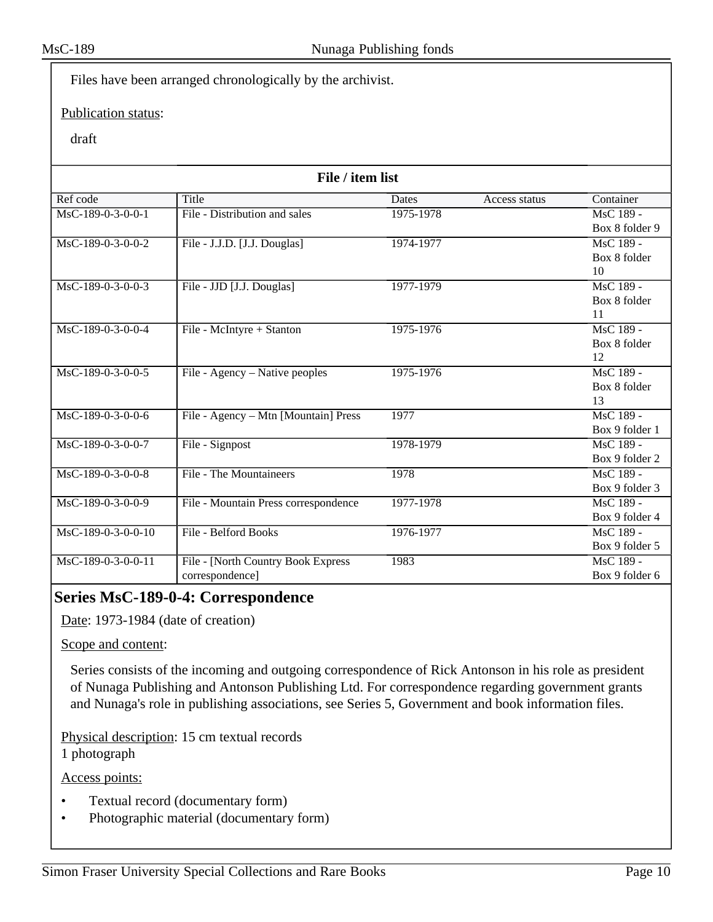Files have been arranged chronologically by the archivist.

Publication status:

draft

**File / item list**

| Ref code | Title | Dates | Access status | Container |
|---|---|---|---|---|
| MsC-189-0-3-0-0-1 | File - Distribution and sales | 1975-1978 | | MsC 189 - Box 8 folder 9 |
| MsC-189-0-3-0-0-2 | File - J.J.D. [J.J. Douglas] | 1974-1977 | | MsC 189 - Box 8 folder 10 |
| MsC-189-0-3-0-0-3 | File - JJD [J.J. Douglas] | 1977-1979 | | MsC 189 - Box 8 folder 11 |
| MsC-189-0-3-0-0-4 | File - McIntyre + Stanton | 1975-1976 | | MsC 189 - Box 8 folder 12 |
| MsC-189-0-3-0-0-5 | File - Agency – Native peoples | 1975-1976 | | MsC 189 - Box 8 folder 13 |
| MsC-189-0-3-0-0-6 | File - Agency – Mtn [Mountain] Press | 1977 | | MsC 189 - Box 9 folder 1 |
| MsC-189-0-3-0-0-7 | File - Signpost | 1978-1979 | | MsC 189 - Box 9 folder 2 |
| MsC-189-0-3-0-0-8 | File - The Mountaineers | 1978 | | MsC 189 - Box 9 folder 3 |
| MsC-189-0-3-0-0-9 | File - Mountain Press correspondence | 1977-1978 | | MsC 189 - Box 9 folder 4 |
| MsC-189-0-3-0-0-10 | File - Belford Books | 1976-1977 | | MsC 189 - Box 9 folder 5 |
| MsC-189-0-3-0-0-11 | File - [North Country Book Express correspondence] | 1983 | | MsC 189 - Box 9 folder 6 |

## Series MsC-189-0-4: Correspondence

Date: 1973-1984 (date of creation)

Scope and content:

Series consists of the incoming and outgoing correspondence of Rick Antonson in his role as president of Nunaga Publishing and Antonson Publishing Ltd. For correspondence regarding government grants and Nunaga's role in publishing associations, see Series 5, Government and book information files.

Physical description: 15 cm textual records
1 photograph

Access points:

- Textual record (documentary form)
- Photographic material (documentary form)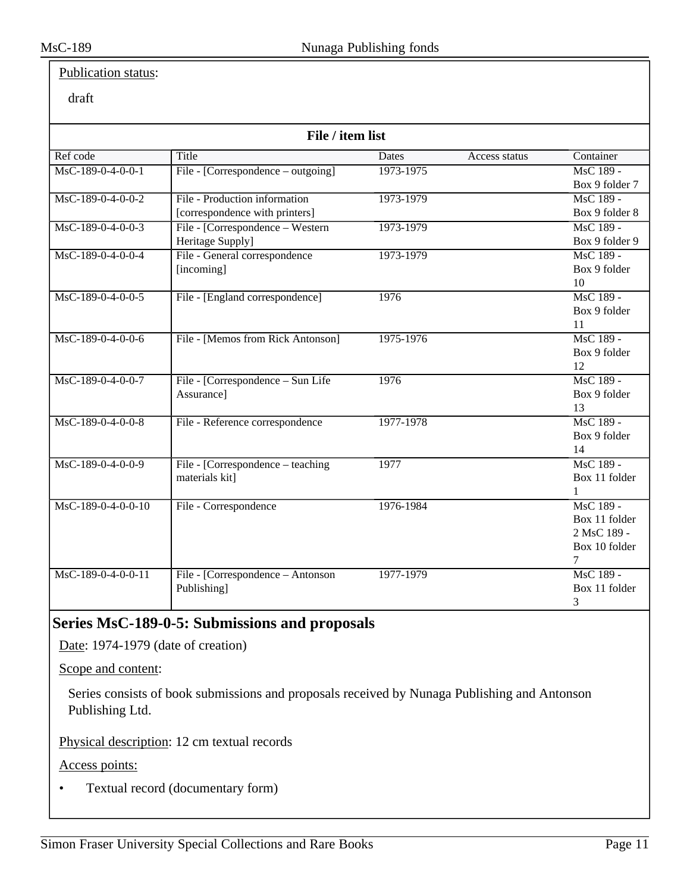Publication status:

draft

**File / item list**

| Ref code | Title | Dates | Access status | Container |
|---|---|---|---|---|
| MsC-189-0-4-0-0-1 | File - [Correspondence – outgoing] | 1973-1975 | | MsC 189 - Box 9 folder 7 |
| MsC-189-0-4-0-0-2 | File - Production information [correspondence with printers] | 1973-1979 | | MsC 189 - Box 9 folder 8 |
| MsC-189-0-4-0-0-3 | File - [Correspondence – Western Heritage Supply] | 1973-1979 | | MsC 189 - Box 9 folder 9 |
| MsC-189-0-4-0-0-4 | File - General correspondence [incoming] | 1973-1979 | | MsC 189 - Box 9 folder 10 |
| MsC-189-0-4-0-0-5 | File - [England correspondence] | 1976 | | MsC 189 - Box 9 folder 11 |
| MsC-189-0-4-0-0-6 | File - [Memos from Rick Antonson] | 1975-1976 | | MsC 189 - Box 9 folder 12 |
| MsC-189-0-4-0-0-7 | File - [Correspondence – Sun Life Assurance] | 1976 | | MsC 189 - Box 9 folder 13 |
| MsC-189-0-4-0-0-8 | File - Reference correspondence | 1977-1978 | | MsC 189 - Box 9 folder 14 |
| MsC-189-0-4-0-0-9 | File - [Correspondence – teaching materials kit] | 1977 | | MsC 189 - Box 11 folder 1 |
| MsC-189-0-4-0-0-10 | File - Correspondence | 1976-1984 | | MsC 189 - Box 11 folder 2 MsC 189 - Box 10 folder 7 |
| MsC-189-0-4-0-0-11 | File - [Correspondence – Antonson Publishing] | 1977-1979 | | MsC 189 - Box 11 folder 3 |

## Series MsC-189-0-5: Submissions and proposals

Date: 1974-1979 (date of creation)

Scope and content:

Series consists of book submissions and proposals received by Nunaga Publishing and Antonson Publishing Ltd.

Physical description: 12 cm textual records

Access points:

- Textual record (documentary form)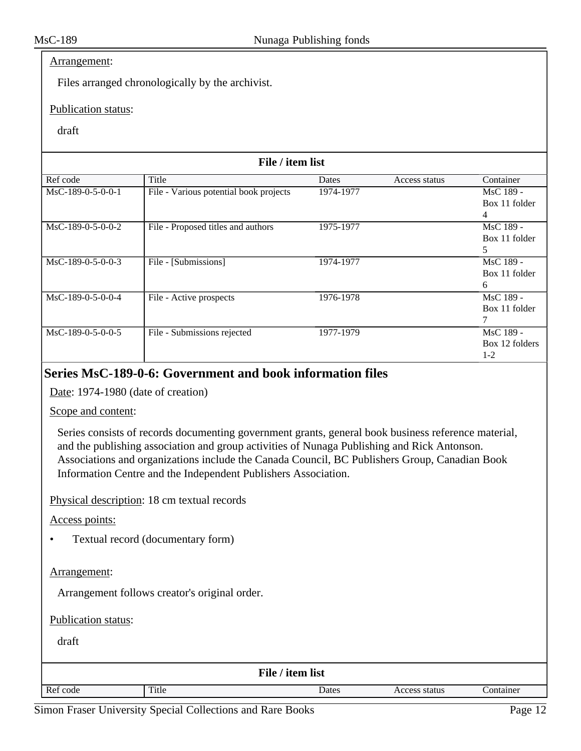Arrangement:

Files arranged chronologically by the archivist.

Publication status:

draft

**File / item list**

| Ref code | Title | Dates | Access status | Container |
|---|---|---|---|---|
| MsC-189-0-5-0-0-1 | File - Various potential book projects | 1974-1977 | | MsC 189 - Box 11 folder 4 |
| MsC-189-0-5-0-0-2 | File - Proposed titles and authors | 1975-1977 | | MsC 189 - Box 11 folder 5 |
| MsC-189-0-5-0-0-3 | File - [Submissions] | 1974-1977 | | MsC 189 - Box 11 folder 6 |
| MsC-189-0-5-0-0-4 | File - Active prospects | 1976-1978 | | MsC 189 - Box 11 folder 7 |
| MsC-189-0-5-0-0-5 | File - Submissions rejected | 1977-1979 | | MsC 189 - Box 12 folders 1-2 |

## Series MsC-189-0-6: Government and book information files

Date: 1974-1980 (date of creation)

Scope and content:

Series consists of records documenting government grants, general book business reference material, and the publishing association and group activities of Nunaga Publishing and Rick Antonson. Associations and organizations include the Canada Council, BC Publishers Group, Canadian Book Information Centre and the Independent Publishers Association.

Physical description: 18 cm textual records

Access points:

- Textual record (documentary form)

Arrangement:

Arrangement follows creator's original order.

Publication status:

draft

**File / item list**

| Ref code | Title | Dates | Access status | Container |
|---|---|---|---|---|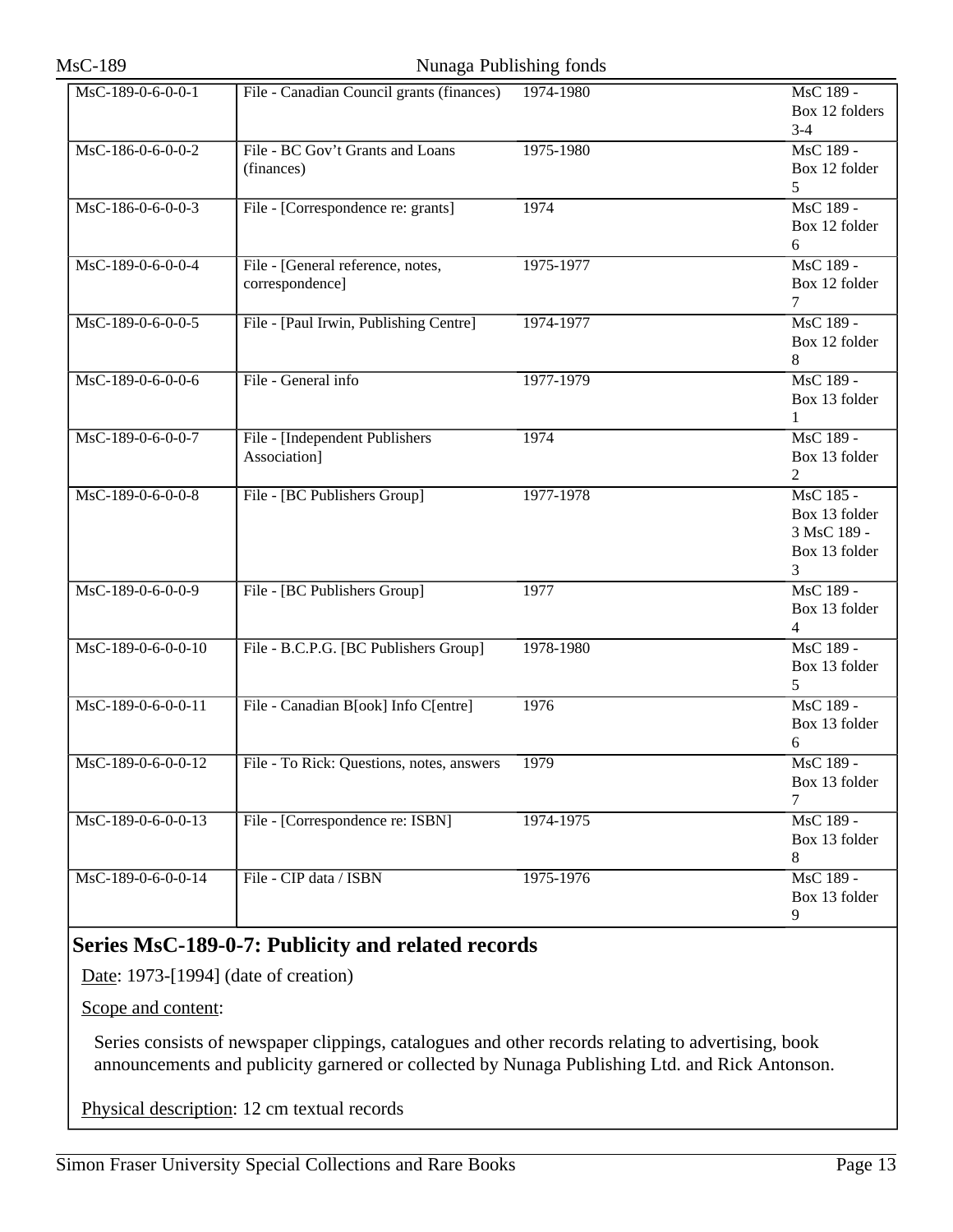| | | | |
|---|---|---|---|
| MsC-189-0-6-0-0-1 | File - Canadian Council grants (finances) | 1974-1980 | MsC 189 - Box 12 folders 3-4 |
| MsC-186-0-6-0-0-2 | File - BC Gov't Grants and Loans (finances) | 1975-1980 | MsC 189 - Box 12 folder 5 |
| MsC-186-0-6-0-0-3 | File - [Correspondence re: grants] | 1974 | MsC 189 - Box 12 folder 6 |
| MsC-189-0-6-0-0-4 | File - [General reference, notes, correspondence] | 1975-1977 | MsC 189 - Box 12 folder 7 |
| MsC-189-0-6-0-0-5 | File - [Paul Irwin, Publishing Centre] | 1974-1977 | MsC 189 - Box 12 folder 8 |
| MsC-189-0-6-0-0-6 | File - General info | 1977-1979 | MsC 189 - Box 13 folder 1 |
| MsC-189-0-6-0-0-7 | File - [Independent Publishers Association] | 1974 | MsC 189 - Box 13 folder 2 |
| MsC-189-0-6-0-0-8 | File - [BC Publishers Group] | 1977-1978 | MsC 185 - Box 13 folder 3 MsC 189 - Box 13 folder 3 |
| MsC-189-0-6-0-0-9 | File - [BC Publishers Group] | 1977 | MsC 189 - Box 13 folder 4 |
| MsC-189-0-6-0-0-10 | File - B.C.P.G. [BC Publishers Group] | 1978-1980 | MsC 189 - Box 13 folder 5 |
| MsC-189-0-6-0-0-11 | File - Canadian B[ook] Info C[entre] | 1976 | MsC 189 - Box 13 folder 6 |
| MsC-189-0-6-0-0-12 | File - To Rick: Questions, notes, answers | 1979 | MsC 189 - Box 13 folder 7 |
| MsC-189-0-6-0-0-13 | File - [Correspondence re: ISBN] | 1974-1975 | MsC 189 - Box 13 folder 8 |
| MsC-189-0-6-0-0-14 | File - CIP data / ISBN | 1975-1976 | MsC 189 - Box 13 folder 9 |

## Series MsC-189-0-7: Publicity and related records

Date: 1973-[1994] (date of creation)

Scope and content:

Series consists of newspaper clippings, catalogues and other records relating to advertising, book announcements and publicity garnered or collected by Nunaga Publishing Ltd. and Rick Antonson.

Physical description: 12 cm textual records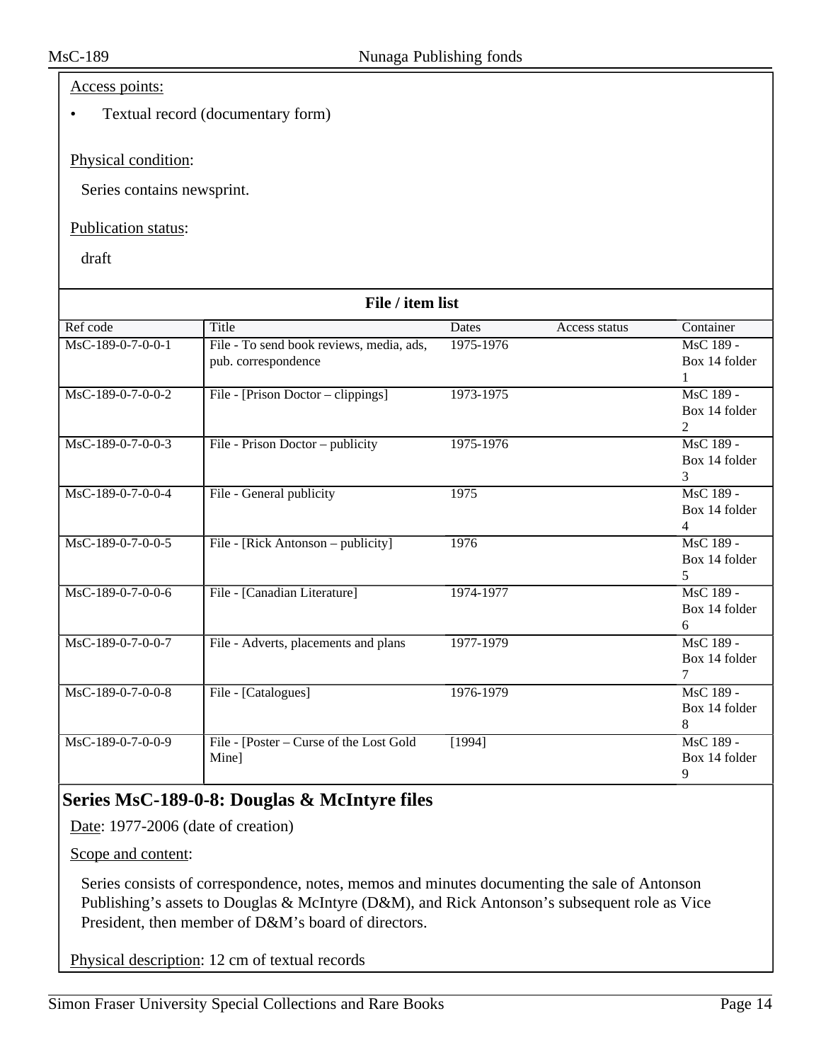Access points:

- Textual record (documentary form)

Physical condition:

Series contains newsprint.

Publication status:

draft

**File / item list**

| Ref code | Title | Dates | Access status | Container |
|---|---|---|---|---|
| MsC-189-0-7-0-0-1 | File - To send book reviews, media, ads, pub. correspondence | 1975-1976 | | MsC 189 - Box 14 folder 1 |
| MsC-189-0-7-0-0-2 | File - [Prison Doctor – clippings] | 1973-1975 | | MsC 189 - Box 14 folder 2 |
| MsC-189-0-7-0-0-3 | File - Prison Doctor – publicity | 1975-1976 | | MsC 189 - Box 14 folder 3 |
| MsC-189-0-7-0-0-4 | File - General publicity | 1975 | | MsC 189 - Box 14 folder 4 |
| MsC-189-0-7-0-0-5 | File - [Rick Antonson – publicity] | 1976 | | MsC 189 - Box 14 folder 5 |
| MsC-189-0-7-0-0-6 | File - [Canadian Literature] | 1974-1977 | | MsC 189 - Box 14 folder 6 |
| MsC-189-0-7-0-0-7 | File - Adverts, placements and plans | 1977-1979 | | MsC 189 - Box 14 folder 7 |
| MsC-189-0-7-0-0-8 | File - [Catalogues] | 1976-1979 | | MsC 189 - Box 14 folder 8 |
| MsC-189-0-7-0-0-9 | File - [Poster – Curse of the Lost Gold Mine] | [1994] | | MsC 189 - Box 14 folder 9 |

## Series MsC-189-0-8: Douglas & McIntyre files

Date: 1977-2006 (date of creation)

Scope and content:

Series consists of correspondence, notes, memos and minutes documenting the sale of Antonson Publishing's assets to Douglas & McIntyre (D&M), and Rick Antonson's subsequent role as Vice President, then member of D&M's board of directors.

Physical description: 12 cm of textual records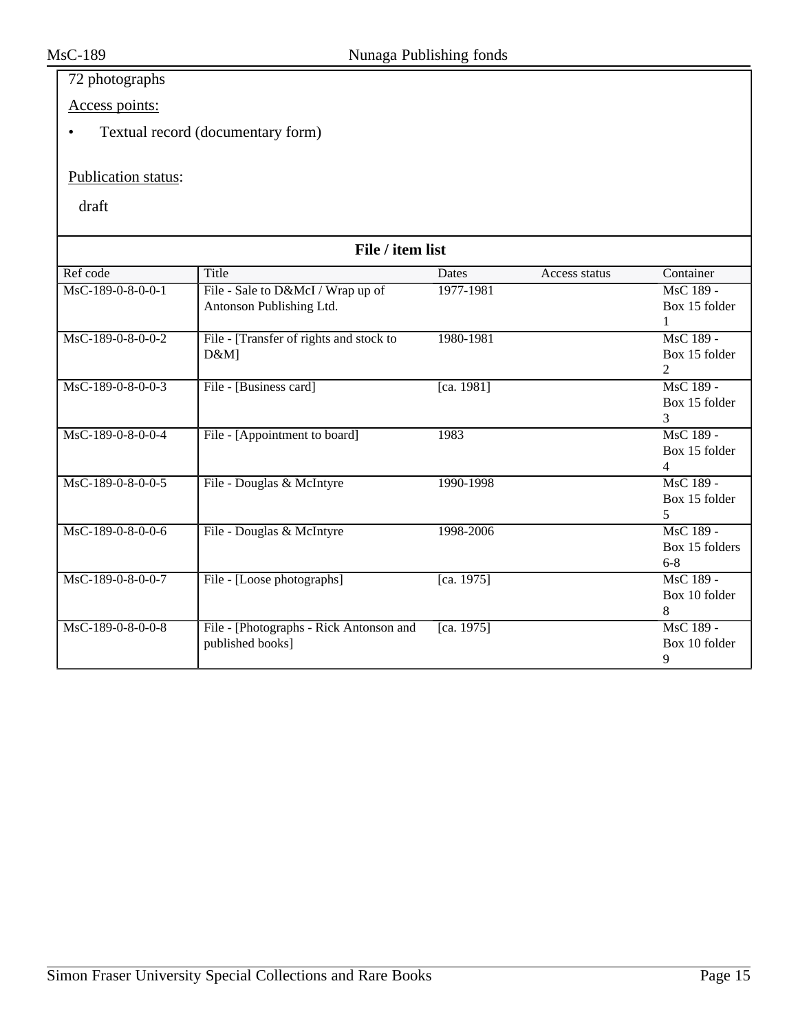72 photographs

Access points:

- Textual record (documentary form)

Publication status:

draft

## File / item list

| Ref code | Title | Dates | Access status | Container |
|---|---|---|---|---|
| MsC-189-0-8-0-0-1 | File - Sale to D&McI / Wrap up of Antonson Publishing Ltd. | 1977-1981 | | MsC 189 - Box 15 folder 1 |
| MsC-189-0-8-0-0-2 | File - [Transfer of rights and stock to D&M] | 1980-1981 | | MsC 189 - Box 15 folder 2 |
| MsC-189-0-8-0-0-3 | File - [Business card] | [ca. 1981] | | MsC 189 - Box 15 folder 3 |
| MsC-189-0-8-0-0-4 | File - [Appointment to board] | 1983 | | MsC 189 - Box 15 folder 4 |
| MsC-189-0-8-0-0-5 | File - Douglas & McIntyre | 1990-1998 | | MsC 189 - Box 15 folder 5 |
| MsC-189-0-8-0-0-6 | File - Douglas & McIntyre | 1998-2006 | | MsC 189 - Box 15 folders 6-8 |
| MsC-189-0-8-0-0-7 | File - [Loose photographs] | [ca. 1975] | | MsC 189 - Box 10 folder 8 |
| MsC-189-0-8-0-0-8 | File - [Photographs - Rick Antonson and published books] | [ca. 1975] | | MsC 189 - Box 10 folder 9 |